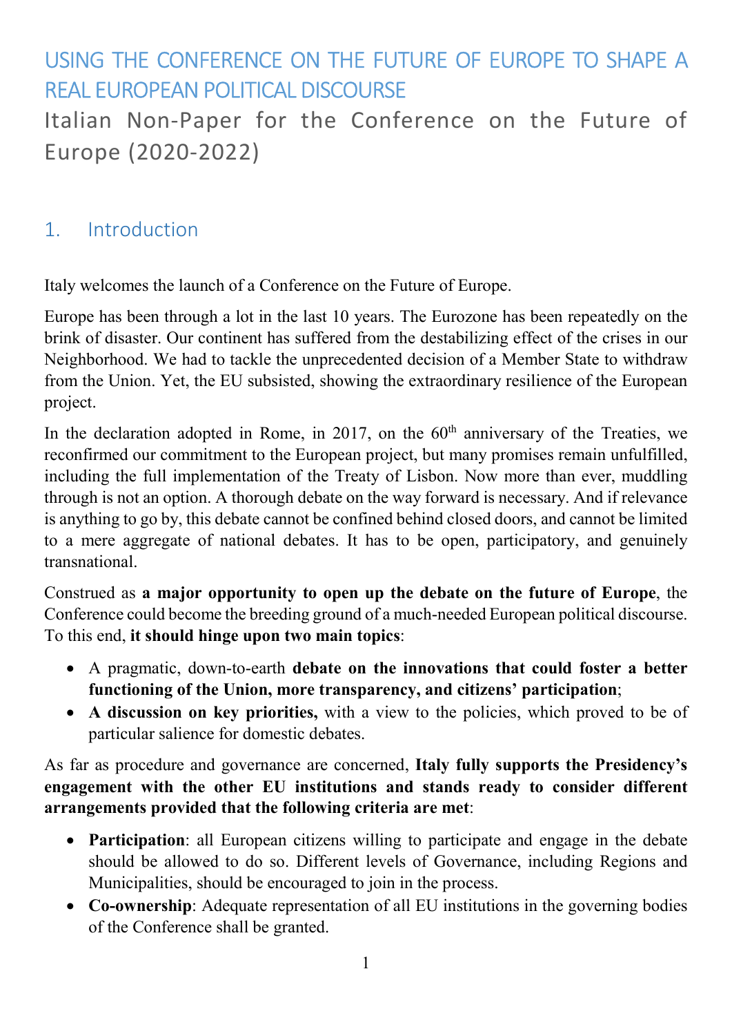# USING THE CONFERENCE ON THE FUTURE OF EUROPE TO SHAPE A REAL EUROPEAN POLITICAL DISCOURSE

## Italian Non-Paper for the Conference on the Future of Europe (2020-2022)

## 1. Introduction

Italy welcomes the launch of a Conference on the Future of Europe.

Europe has been through a lot in the last 10 years. The Eurozone has been repeatedly on the brink of disaster. Our continent has suffered from the destabilizing effect of the crises in our Neighborhood. We had to tackle the unprecedented decision of a Member State to withdraw from the Union. Yet, the EU subsisted, showing the extraordinary resilience of the European project.

In the declaration adopted in Rome, in 2017, on the 60th anniversary of the Treaties, we reconfirmed our commitment to the European project, but many promises remain unfulfilled, including the full implementation of the Treaty of Lisbon. Now more than ever, muddling through is not an option. A thorough debate on the way forward is necessary. And if relevance is anything to go by, this debate cannot be confined behind closed doors, and cannot be limited to a mere aggregate of national debates. It has to be open, participatory, and genuinely transnational.

Construed as **a major opportunity to open up the debate on the future of Europe**, the Conference could become the breeding ground of a much-needed European political discourse. To this end, **it should hinge upon two main topics**:

- A pragmatic, down-to-earth **debate on the innovations that could foster a better functioning of the Union, more transparency, and citizens' participation**;
- **A discussion on key priorities,** with a view to the policies, which proved to be of particular salience for domestic debates.

As far as procedure and governance are concerned, **Italy fully supports the Presidency's engagement with the other EU institutions and stands ready to consider different arrangements provided that the following criteria are met**:

- **Participation**: all European citizens willing to participate and engage in the debate should be allowed to do so. Different levels of Governance, including Regions and Municipalities, should be encouraged to join in the process.
- **Co-ownership**: Adequate representation of all EU institutions in the governing bodies of the Conference shall be granted.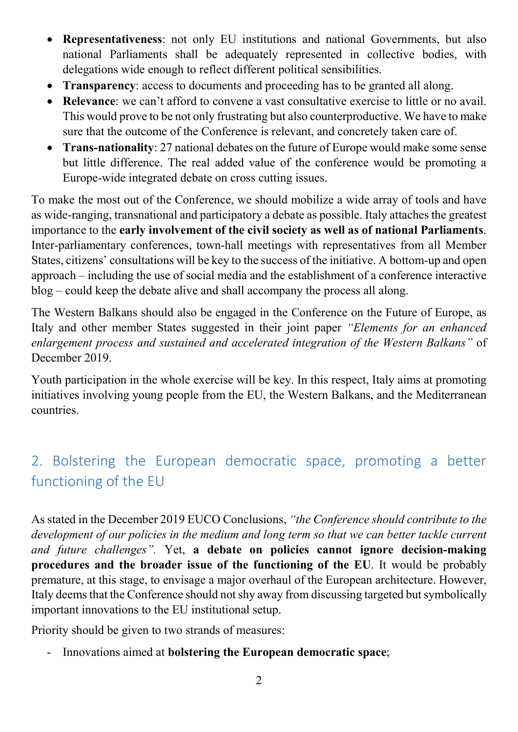- **Representativeness**: not only EU institutions and national Governments, but also national Parliaments shall be adequately represented in collective bodies, with delegations wide enough to reflect different political sensibilities.
- **Transparency**: access to documents and proceeding has to be granted all along.
- **Relevance**: we can't afford to convene a vast consultative exercise to little or no avail. This would prove to be not only frustrating but also counterproductive. We have to make sure that the outcome of the Conference is relevant, and concretely taken care of.
- **Trans-nationality**: 27 national debates on the future of Europe would make some sense but little difference. The real added value of the conference would be promoting a Europe-wide integrated debate on cross cutting issues.

To make the most out of the Conference, we should mobilize a wide array of tools and have as wide-ranging, transnational and participatory a debate as possible. Italy attaches the greatest importance to the **early involvement of the civil society as well as of national Parliaments**. Inter-parliamentary conferences, town-hall meetings with representatives from all Member States, citizens' consultations will be key to the success of the initiative. A bottom-up and open approach – including the use of social media and the establishment of a conference interactive blog – could keep the debate alive and shall accompany the process all along.

The Western Balkans should also be engaged in the Conference on the Future of Europe, as Italy and other member States suggested in their joint paper *"Elements for an enhanced enlargement process and sustained and accelerated integration of the Western Balkans"* of December 2019.

Youth participation in the whole exercise will be key. In this respect, Italy aims at promoting initiatives involving young people from the EU, the Western Balkans, and the Mediterranean countries.

## 2. Bolstering the European democratic space, promoting a better functioning of the EU

As stated in the December 2019 EUCO Conclusions, *"the Conference should contribute to the development of our policies in the medium and long term so that we can better tackle current and future challenges"*. Yet, **a debate on policies cannot ignore decision-making procedures and the broader issue of the functioning of the EU**. It would be probably premature, at this stage, to envisage a major overhaul of the European architecture. However, Italy deems that the Conference should not shy away from discussing targeted but symbolically important innovations to the EU institutional setup.

Priority should be given to two strands of measures:

- Innovations aimed at **bolstering the European democratic space**;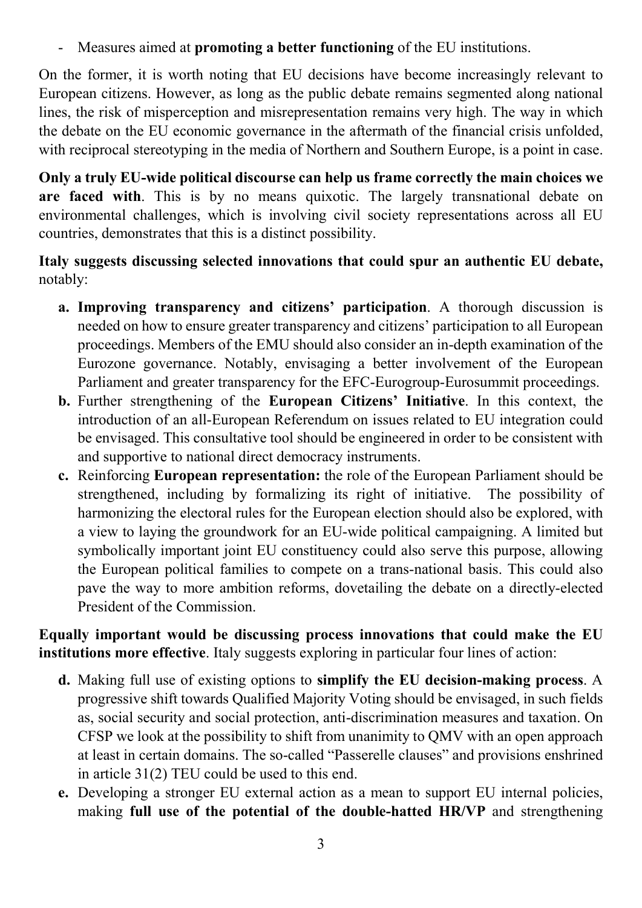- Measures aimed at **promoting a better functioning** of the EU institutions.

On the former, it is worth noting that EU decisions have become increasingly relevant to European citizens. However, as long as the public debate remains segmented along national lines, the risk of misperception and misrepresentation remains very high. The way in which the debate on the EU economic governance in the aftermath of the financial crisis unfolded, with reciprocal stereotyping in the media of Northern and Southern Europe, is a point in case.

**Only a truly EU-wide political discourse can help us frame correctly the main choices we are faced with**. This is by no means quixotic. The largely transnational debate on environmental challenges, which is involving civil society representations across all EU countries, demonstrates that this is a distinct possibility.

**Italy suggests discussing selected innovations that could spur an authentic EU debate,** notably:

**a. Improving transparency and citizens' participation**. A thorough discussion is needed on how to ensure greater transparency and citizens' participation to all European proceedings. Members of the EMU should also consider an in-depth examination of the Eurozone governance. Notably, envisaging a better involvement of the European Parliament and greater transparency for the EFC-Eurogroup-Eurosummit proceedings.

**b.** Further strengthening of the **European Citizens' Initiative**. In this context, the introduction of an all-European Referendum on issues related to EU integration could be envisaged. This consultative tool should be engineered in order to be consistent with and supportive to national direct democracy instruments.

**c.** Reinforcing **European representation:** the role of the European Parliament should be strengthened, including by formalizing its right of initiative. The possibility of harmonizing the electoral rules for the European election should also be explored, with a view to laying the groundwork for an EU-wide political campaigning. A limited but symbolically important joint EU constituency could also serve this purpose, allowing the European political families to compete on a trans-national basis. This could also pave the way to more ambition reforms, dovetailing the debate on a directly-elected President of the Commission.

**Equally important would be discussing process innovations that could make the EU institutions more effective**. Italy suggests exploring in particular four lines of action:

**d.** Making full use of existing options to **simplify the EU decision-making process**. A progressive shift towards Qualified Majority Voting should be envisaged, in such fields as, social security and social protection, anti-discrimination measures and taxation. On CFSP we look at the possibility to shift from unanimity to QMV with an open approach at least in certain domains. The so-called "Passerelle clauses" and provisions enshrined in article 31(2) TEU could be used to this end.

**e.** Developing a stronger EU external action as a mean to support EU internal policies, making **full use of the potential of the double-hatted HR/VP** and strengthening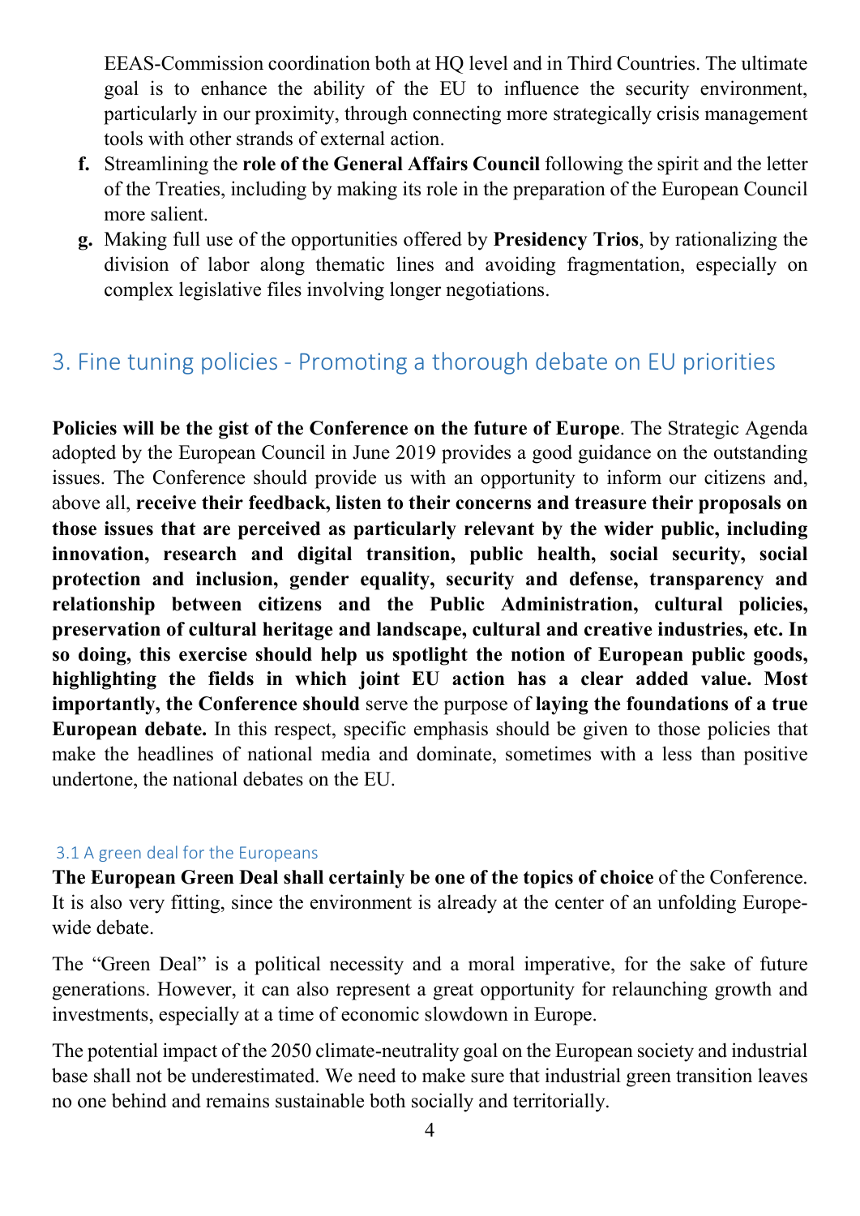EEAS-Commission coordination both at HQ level and in Third Countries. The ultimate goal is to enhance the ability of the EU to influence the security environment, particularly in our proximity, through connecting more strategically crisis management tools with other strands of external action.

f. Streamlining the **role of the General Affairs Council** following the spirit and the letter of the Treaties, including by making its role in the preparation of the European Council more salient.

g. Making full use of the opportunities offered by **Presidency Trios**, by rationalizing the division of labor along thematic lines and avoiding fragmentation, especially on complex legislative files involving longer negotiations.

## 3. Fine tuning policies - Promoting a thorough debate on EU priorities

**Policies will be the gist of the Conference on the future of Europe**. The Strategic Agenda adopted by the European Council in June 2019 provides a good guidance on the outstanding issues. The Conference should provide us with an opportunity to inform our citizens and, above all, **receive their feedback, listen to their concerns and treasure their proposals on those issues that are perceived as particularly relevant by the wider public, including innovation, research and digital transition, public health, social security, social protection and inclusion, gender equality, security and defense, transparency and relationship between citizens and the Public Administration, cultural policies, preservation of cultural heritage and landscape, cultural and creative industries, etc. In so doing, this exercise should help us spotlight the notion of European public goods, highlighting the fields in which joint EU action has a clear added value. Most importantly, the Conference should** serve the purpose of **laying the foundations of a true European debate.** In this respect, specific emphasis should be given to those policies that make the headlines of national media and dominate, sometimes with a less than positive undertone, the national debates on the EU.

### 3.1 A green deal for the Europeans

**The European Green Deal shall certainly be one of the topics of choice** of the Conference. It is also very fitting, since the environment is already at the center of an unfolding Europe-wide debate.

The "Green Deal" is a political necessity and a moral imperative, for the sake of future generations. However, it can also represent a great opportunity for relaunching growth and investments, especially at a time of economic slowdown in Europe.

The potential impact of the 2050 climate-neutrality goal on the European society and industrial base shall not be underestimated. We need to make sure that industrial green transition leaves no one behind and remains sustainable both socially and territorially.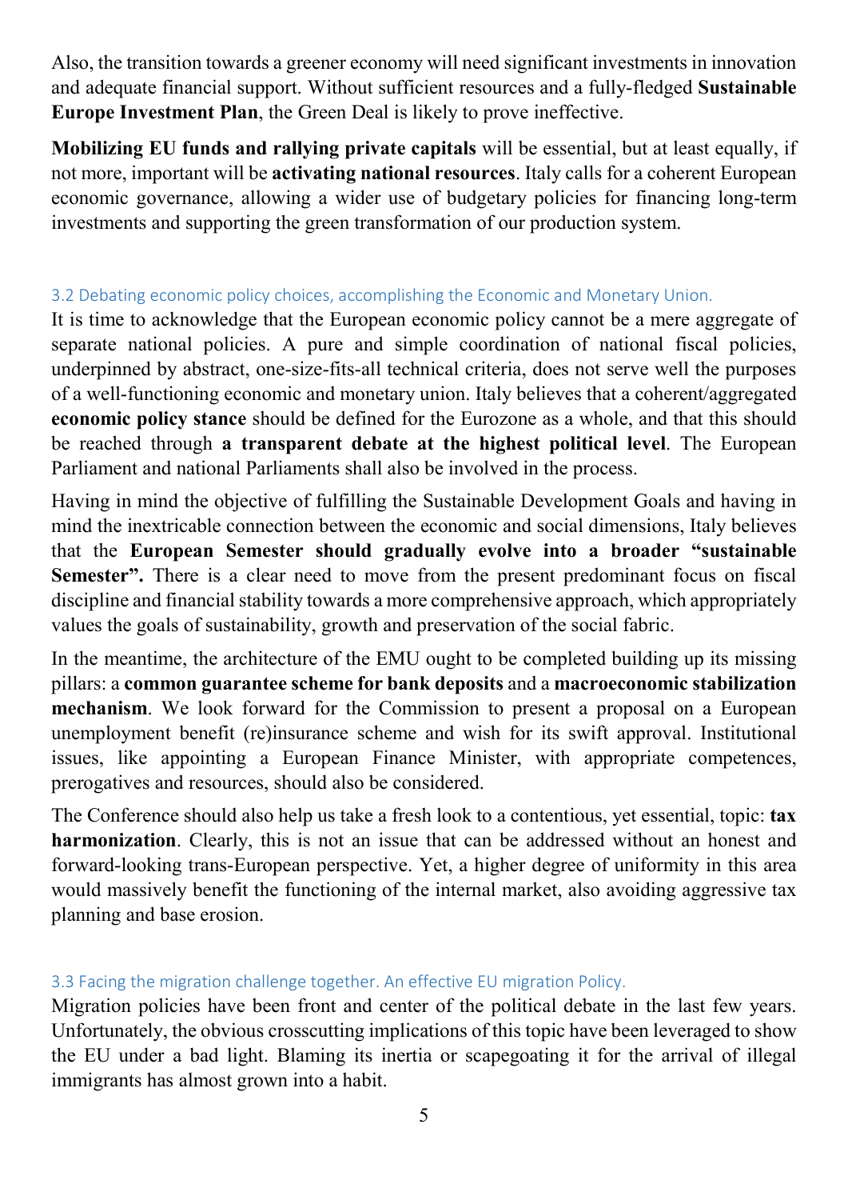Also, the transition towards a greener economy will need significant investments in innovation and adequate financial support. Without sufficient resources and a fully-fledged **Sustainable Europe Investment Plan**, the Green Deal is likely to prove ineffective.

**Mobilizing EU funds and rallying private capitals** will be essential, but at least equally, if not more, important will be **activating national resources**. Italy calls for a coherent European economic governance, allowing a wider use of budgetary policies for financing long-term investments and supporting the green transformation of our production system.

### 3.2 Debating economic policy choices, accomplishing the Economic and Monetary Union.

It is time to acknowledge that the European economic policy cannot be a mere aggregate of separate national policies. A pure and simple coordination of national fiscal policies, underpinned by abstract, one-size-fits-all technical criteria, does not serve well the purposes of a well-functioning economic and monetary union. Italy believes that a coherent/aggregated **economic policy stance** should be defined for the Eurozone as a whole, and that this should be reached through **a transparent debate at the highest political level**. The European Parliament and national Parliaments shall also be involved in the process.

Having in mind the objective of fulfilling the Sustainable Development Goals and having in mind the inextricable connection between the economic and social dimensions, Italy believes that the **European Semester should gradually evolve into a broader "sustainable Semester".** There is a clear need to move from the present predominant focus on fiscal discipline and financial stability towards a more comprehensive approach, which appropriately values the goals of sustainability, growth and preservation of the social fabric.

In the meantime, the architecture of the EMU ought to be completed building up its missing pillars: a **common guarantee scheme for bank deposits** and a **macroeconomic stabilization mechanism**. We look forward for the Commission to present a proposal on a European unemployment benefit (re)insurance scheme and wish for its swift approval. Institutional issues, like appointing a European Finance Minister, with appropriate competences, prerogatives and resources, should also be considered.

The Conference should also help us take a fresh look to a contentious, yet essential, topic: **tax harmonization**. Clearly, this is not an issue that can be addressed without an honest and forward-looking trans-European perspective. Yet, a higher degree of uniformity in this area would massively benefit the functioning of the internal market, also avoiding aggressive tax planning and base erosion.

### 3.3 Facing the migration challenge together. An effective EU migration Policy.

Migration policies have been front and center of the political debate in the last few years. Unfortunately, the obvious crosscutting implications of this topic have been leveraged to show the EU under a bad light. Blaming its inertia or scapegoating it for the arrival of illegal immigrants has almost grown into a habit.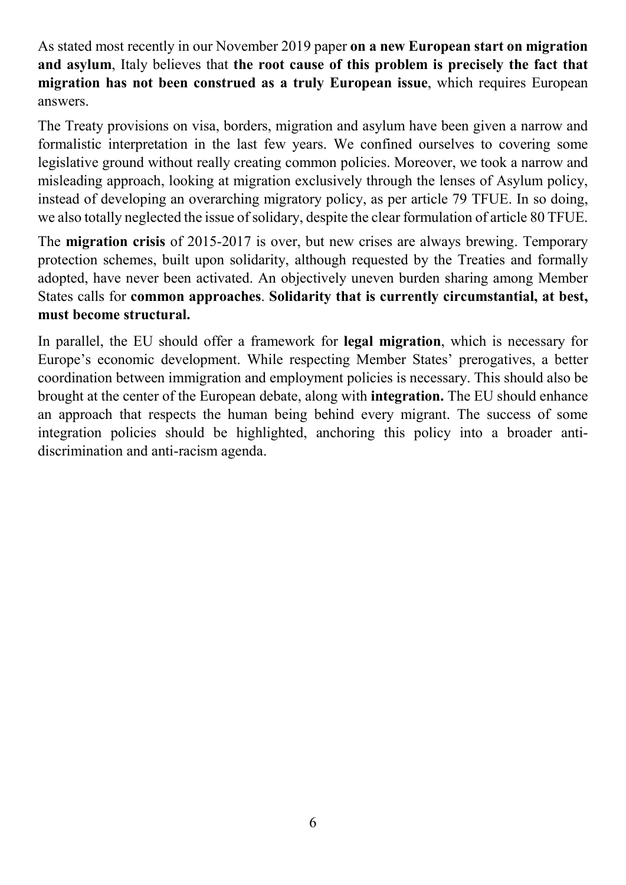As stated most recently in our November 2019 paper **on a new European start on migration and asylum**, Italy believes that **the root cause of this problem is precisely the fact that migration has not been construed as a truly European issue**, which requires European answers.

The Treaty provisions on visa, borders, migration and asylum have been given a narrow and formalistic interpretation in the last few years. We confined ourselves to covering some legislative ground without really creating common policies. Moreover, we took a narrow and misleading approach, looking at migration exclusively through the lenses of Asylum policy, instead of developing an overarching migratory policy, as per article 79 TFUE. In so doing, we also totally neglected the issue of solidary, despite the clear formulation of article 80 TFUE.

The **migration crisis** of 2015-2017 is over, but new crises are always brewing. Temporary protection schemes, built upon solidarity, although requested by the Treaties and formally adopted, have never been activated. An objectively uneven burden sharing among Member States calls for **common approaches**. **Solidarity that is currently circumstantial, at best, must become structural.**

In parallel, the EU should offer a framework for **legal migration**, which is necessary for Europe's economic development. While respecting Member States' prerogatives, a better coordination between immigration and employment policies is necessary. This should also be brought at the center of the European debate, along with **integration.** The EU should enhance an approach that respects the human being behind every migrant. The success of some integration policies should be highlighted, anchoring this policy into a broader anti-discrimination and anti-racism agenda.